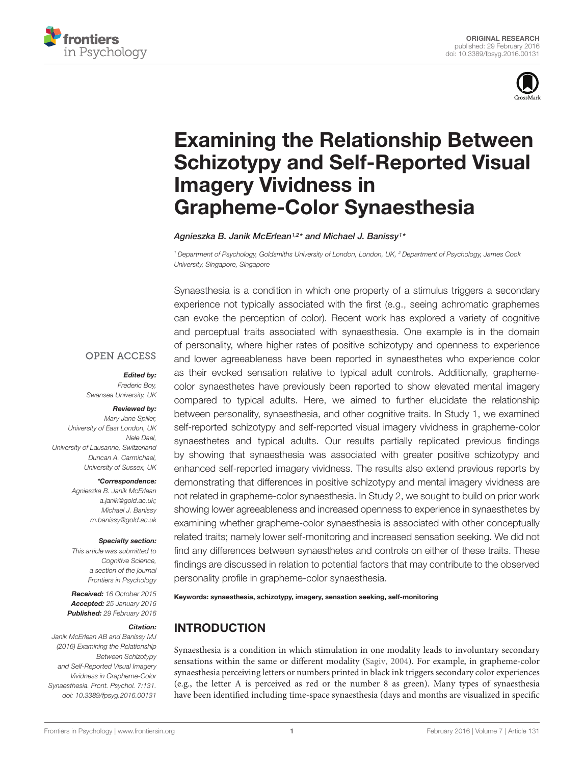ORIGINAL RESEARCH
published: 29 February 2016
doi: 10.3389/fpsyg.2016.00131

# Examining the Relationship Between Schizotypy and Self-Reported Visual Imagery Vividness in Grapheme-Color Synaesthesia

*Agnieszka B. Janik McErlean[1,2]\* and Michael J. Banissy[1]\**

[1] Department of Psychology, Goldsmiths University of London, London, UK, [2] Department of Psychology, James Cook University, Singapore, Singapore

Synaesthesia is a condition in which one property of a stimulus triggers a secondary experience not typically associated with the first (e.g., seeing achromatic graphemes can evoke the perception of color). Recent work has explored a variety of cognitive and perceptual traits associated with synaesthesia. One example is in the domain of personality, where higher rates of positive schizotypy and openness to experience and lower agreeableness have been reported in synaesthetes who experience color as their evoked sensation relative to typical adult controls. Additionally, grapheme-color synaesthetes have previously been reported to show elevated mental imagery compared to typical adults. Here, we aimed to further elucidate the relationship between personality, synaesthesia, and other cognitive traits. In Study 1, we examined self-reported schizotypy and self-reported visual imagery vividness in grapheme-color synaesthetes and typical adults. Our results partially replicated previous findings by showing that synaesthesia was associated with greater positive schizotypy and enhanced self-reported imagery vividness. The results also extend previous reports by demonstrating that differences in positive schizotypy and mental imagery vividness are not related in grapheme-color synaesthesia. In Study 2, we sought to build on prior work showing lower agreeableness and increased openness to experience in synaesthetes by examining whether grapheme-color synaesthesia is associated with other conceptually related traits; namely lower self-monitoring and increased sensation seeking. We did not find any differences between synaesthetes and controls on either of these traits. These findings are discussed in relation to potential factors that may contribute to the observed personality profile in grapheme-color synaesthesia.

**Keywords: synaesthesia, schizotypy, imagery, sensation seeking, self-monitoring**

OPEN ACCESS

***Edited by:***
*Frederic Boy, Swansea University, UK*

***Reviewed by:***
*Mary Jane Spiller, University of East London, UK*
*Nele Dael, University of Lausanne, Switzerland*
*Duncan A. Carmichael, University of Sussex, UK*

***\*Correspondence:***
*Agnieszka B. Janik McErlean a.janik@gold.ac.uk;*
*Michael J. Banissy m.banissy@gold.ac.uk*

***Specialty section:***
*This article was submitted to Cognitive Science, a section of the journal Frontiers in Psychology*

***Received:*** *16 October 2015*
***Accepted:*** *25 January 2016*
***Published:*** *29 February 2016*

***Citation:***
*Janik McErlean AB and Banissy MJ (2016) Examining the Relationship Between Schizotypy and Self-Reported Visual Imagery Vividness in Grapheme-Color Synaesthesia. Front. Psychol. 7:131. doi: 10.3389/fpsyg.2016.00131*

## INTRODUCTION

Synaesthesia is a condition in which stimulation in one modality leads to involuntary secondary sensations within the same or different modality (Sagiv, 2004). For example, in grapheme-color synaesthesia perceiving letters or numbers printed in black ink triggers secondary color experiences (e.g., the letter A is perceived as red or the number 8 as green). Many types of synaesthesia have been identified including time-space synaesthesia (days and months are visualized in specific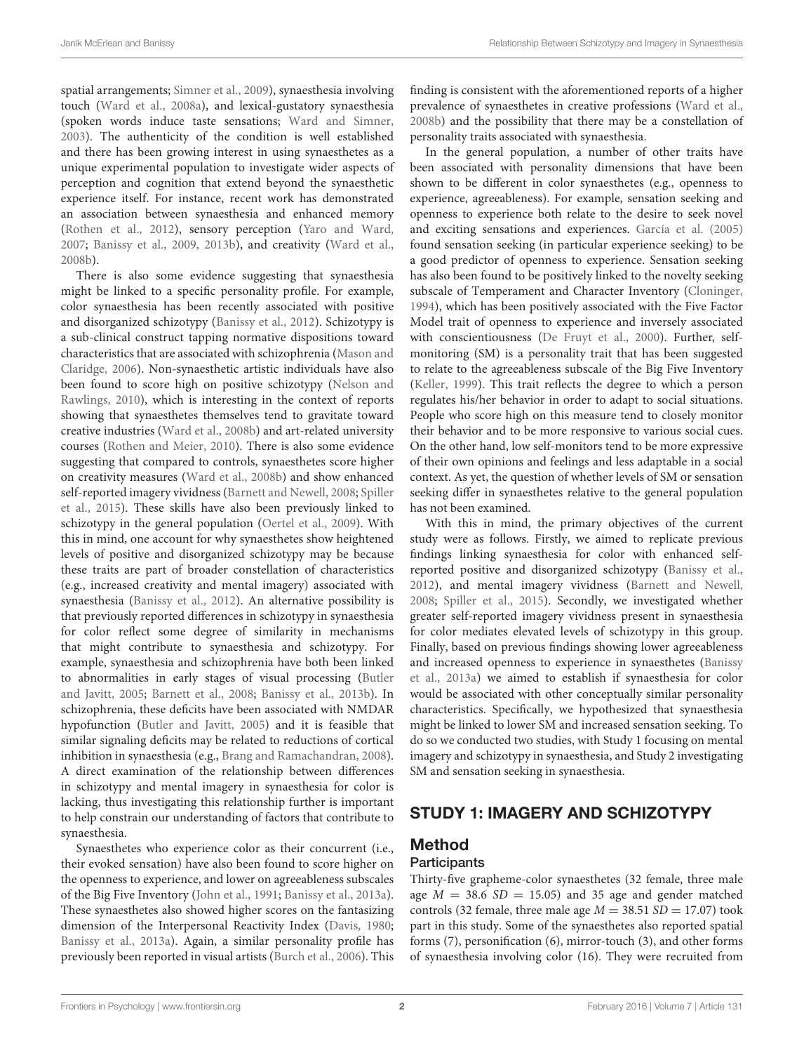spatial arrangements; Simner et al., 2009), synaesthesia involving touch (Ward et al., 2008a), and lexical-gustatory synaesthesia (spoken words induce taste sensations; Ward and Simner, 2003). The authenticity of the condition is well established and there has been growing interest in using synaesthetes as a unique experimental population to investigate wider aspects of perception and cognition that extend beyond the synaesthetic experience itself. For instance, recent work has demonstrated an association between synaesthesia and enhanced memory (Rothen et al., 2012), sensory perception (Yaro and Ward, 2007; Banissy et al., 2009, 2013b), and creativity (Ward et al., 2008b).

There is also some evidence suggesting that synaesthesia might be linked to a specific personality profile. For example, color synaesthesia has been recently associated with positive and disorganized schizotypy (Banissy et al., 2012). Schizotypy is a sub-clinical construct tapping normative dispositions toward characteristics that are associated with schizophrenia (Mason and Claridge, 2006). Non-synaesthetic artistic individuals have also been found to score high on positive schizotypy (Nelson and Rawlings, 2010), which is interesting in the context of reports showing that synaesthetes themselves tend to gravitate toward creative industries (Ward et al., 2008b) and art-related university courses (Rothen and Meier, 2010). There is also some evidence suggesting that compared to controls, synaesthetes score higher on creativity measures (Ward et al., 2008b) and show enhanced self-reported imagery vividness (Barnett and Newell, 2008; Spiller et al., 2015). These skills have also been previously linked to schizotypy in the general population (Oertel et al., 2009). With this in mind, one account for why synaesthetes show heightened levels of positive and disorganized schizotypy may be because these traits are part of broader constellation of characteristics (e.g., increased creativity and mental imagery) associated with synaesthesia (Banissy et al., 2012). An alternative possibility is that previously reported differences in schizotypy in synaesthesia for color reflect some degree of similarity in mechanisms that might contribute to synaesthesia and schizotypy. For example, synaesthesia and schizophrenia have both been linked to abnormalities in early stages of visual processing (Butler and Javitt, 2005; Barnett et al., 2008; Banissy et al., 2013b). In schizophrenia, these deficits have been associated with NMDAR hypofunction (Butler and Javitt, 2005) and it is feasible that similar signaling deficits may be related to reductions of cortical inhibition in synaesthesia (e.g., Brang and Ramachandran, 2008). A direct examination of the relationship between differences in schizotypy and mental imagery in synaesthesia for color is lacking, thus investigating this relationship further is important to help constrain our understanding of factors that contribute to synaesthesia.

Synaesthetes who experience color as their concurrent (i.e., their evoked sensation) have also been found to score higher on the openness to experience, and lower on agreeableness subscales of the Big Five Inventory (John et al., 1991; Banissy et al., 2013a). These synaesthetes also showed higher scores on the fantasizing dimension of the Interpersonal Reactivity Index (Davis, 1980; Banissy et al., 2013a). Again, a similar personality profile has previously been reported in visual artists (Burch et al., 2006). This finding is consistent with the aforementioned reports of a higher prevalence of synaesthetes in creative professions (Ward et al., 2008b) and the possibility that there may be a constellation of personality traits associated with synaesthesia.

In the general population, a number of other traits have been associated with personality dimensions that have been shown to be different in color synaesthetes (e.g., openness to experience, agreeableness). For example, sensation seeking and openness to experience both relate to the desire to seek novel and exciting sensations and experiences. García et al. (2005) found sensation seeking (in particular experience seeking) to be a good predictor of openness to experience. Sensation seeking has also been found to be positively linked to the novelty seeking subscale of Temperament and Character Inventory (Cloninger, 1994), which has been positively associated with the Five Factor Model trait of openness to experience and inversely associated with conscientiousness (De Fruyt et al., 2000). Further, self-monitoring (SM) is a personality trait that has been suggested to relate to the agreeableness subscale of the Big Five Inventory (Keller, 1999). This trait reflects the degree to which a person regulates his/her behavior in order to adapt to social situations. People who score high on this measure tend to closely monitor their behavior and to be more responsive to various social cues. On the other hand, low self-monitors tend to be more expressive of their own opinions and feelings and less adaptable in a social context. As yet, the question of whether levels of SM or sensation seeking differ in synaesthetes relative to the general population has not been examined.

With this in mind, the primary objectives of the current study were as follows. Firstly, we aimed to replicate previous findings linking synaesthesia for color with enhanced self-reported positive and disorganized schizotypy (Banissy et al., 2012), and mental imagery vividness (Barnett and Newell, 2008; Spiller et al., 2015). Secondly, we investigated whether greater self-reported imagery vividness present in synaesthesia for color mediates elevated levels of schizotypy in this group. Finally, based on previous findings showing lower agreeableness and increased openness to experience in synaesthetes (Banissy et al., 2013a) we aimed to establish if synaesthesia for color would be associated with other conceptually similar personality characteristics. Specifically, we hypothesized that synaesthesia might be linked to lower SM and increased sensation seeking. To do so we conducted two studies, with Study 1 focusing on mental imagery and schizotypy in synaesthesia, and Study 2 investigating SM and sensation seeking in synaesthesia.

## STUDY 1: IMAGERY AND SCHIZOTYPY

### Method

#### Participants

Thirty-five grapheme-color synaesthetes (32 female, three male age $M = 38.6$ $SD = 15.05$) and 35 age and gender matched controls (32 female, three male age $M = 38.51$ $SD = 17.07$) took part in this study. Some of the synaesthetes also reported spatial forms (7), personification (6), mirror-touch (3), and other forms of synaesthesia involving color (16). They were recruited from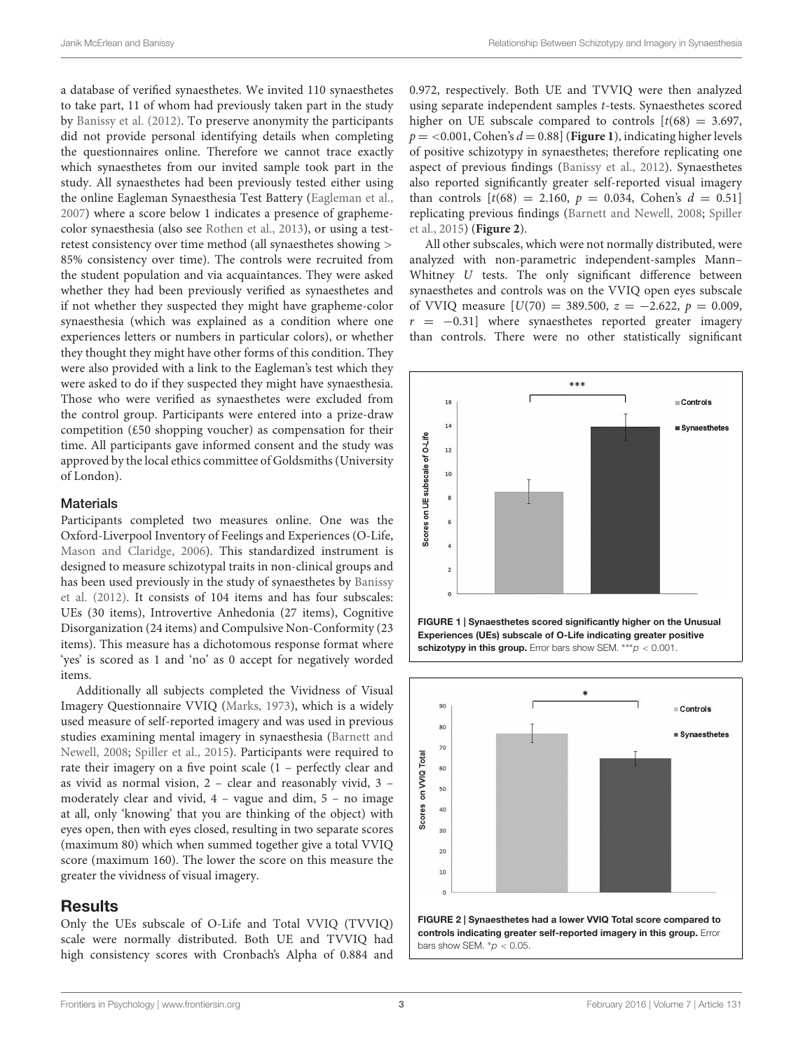a database of verified synaesthetes. We invited 110 synaesthetes to take part, 11 of whom had previously taken part in the study by Banissy et al. (2012). To preserve anonymity the participants did not provide personal identifying details when completing the questionnaires online. Therefore we cannot trace exactly which synaesthetes from our invited sample took part in the study. All synaesthetes had been previously tested either using the online Eagleman Synaesthesia Test Battery (Eagleman et al., 2007) where a score below 1 indicates a presence of grapheme-color synaesthesia (also see Rothen et al., 2013), or using a test-retest consistency over time method (all synaesthetes showing > 85% consistency over time). The controls were recruited from the student population and via acquaintances. They were asked whether they had been previously verified as synaesthetes and if not whether they suspected they might have grapheme-color synaesthesia (which was explained as a condition where one experiences letters or numbers in particular colors), or whether they thought they might have other forms of this condition. They were also provided with a link to the Eagleman's test which they were asked to do if they suspected they might have synaesthesia. Those who were verified as synaesthetes were excluded from the control group. Participants were entered into a prize-draw competition (£50 shopping voucher) as compensation for their time. All participants gave informed consent and the study was approved by the local ethics committee of Goldsmiths (University of London).

### Materials

Participants completed two measures online. One was the Oxford-Liverpool Inventory of Feelings and Experiences (O-Life, Mason and Claridge, 2006). This standardized instrument is designed to measure schizotypal traits in non-clinical groups and has been used previously in the study of synaesthetes by Banissy et al. (2012). It consists of 104 items and has four subscales: UEs (30 items), Introvertive Anhedonia (27 items), Cognitive Disorganization (24 items) and Compulsive Non-Conformity (23 items). This measure has a dichotomous response format where 'yes' is scored as 1 and 'no' as 0 accept for negatively worded items.

Additionally all subjects completed the Vividness of Visual Imagery Questionnaire VVIQ (Marks, 1973), which is a widely used measure of self-reported imagery and was used in previous studies examining mental imagery in synaesthesia (Barnett and Newell, 2008; Spiller et al., 2015). Participants were required to rate their imagery on a five point scale (1 – perfectly clear and as vivid as normal vision, 2 – clear and reasonably vivid, 3 – moderately clear and vivid, 4 – vague and dim, 5 – no image at all, only 'knowing' that you are thinking of the object) with eyes open, then with eyes closed, resulting in two separate scores (maximum 80) which when summed together give a total VVIQ score (maximum 160). The lower the score on this measure the greater the vividness of visual imagery.

## Results

Only the UEs subscale of O-Life and Total VVIQ (TVVIQ) scale were normally distributed. Both UE and TVVIQ had high consistency scores with Cronbach's Alpha of 0.884 and 0.972, respectively. Both UE and TVVIQ were then analyzed using separate independent samples *t*-tests. Synaesthetes scored higher on UE subscale compared to controls [$t(68) = 3.697$, $p = < 0.001$, Cohen's $d = 0.88$] (**Figure 1**), indicating higher levels of positive schizotypy in synaesthetes; therefore replicating one aspect of previous findings (Banissy et al., 2012). Synaesthetes also reported significantly greater self-reported visual imagery than controls [$t(68) = 2.160$, $p = 0.034$, Cohen's $d = 0.51$] replicating previous findings (Barnett and Newell, 2008; Spiller et al., 2015) (**Figure 2**).

All other subscales, which were not normally distributed, were analyzed with non-parametric independent-samples Mann–Whitney *U* tests. The only significant difference between synaesthetes and controls was on the VVIQ open eyes subscale of VVIQ measure [$U(70) = 389.500$, $z = -2.622$, $p = 0.009$, $r = -0.31$] where synaesthetes reported greater imagery than controls. There were no other statistically significant

***
Controls
Synaesthetes
Scores on UE subscale of O-Life
0
2
4
6
8
10
12
14
16

**FIGURE 1 | Synaesthetes scored significantly higher on the Unusual Experiences (UEs) subscale of O-Life indicating greater positive schizotypy in this group.** Error bars show SEM. ***$p < 0.001$.

*
Controls
Synaesthetes
Scores on VVIQ Total
0
10
20
30
40
50
60
70
80
90

**FIGURE 2 | Synaesthetes had a lower VVIQ Total score compared to controls indicating greater self-reported imagery in this group.** Error bars show SEM. *$p < 0.05$.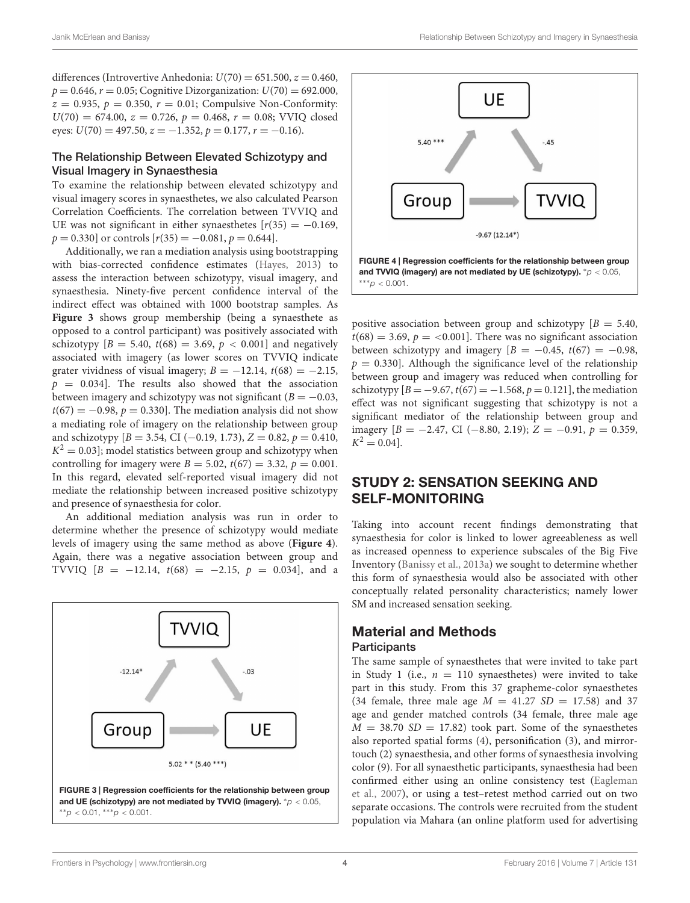differences (Introvertive Anhedonia: $U(70) = 651.500$, $z = 0.460$, $p = 0.646$, $r = 0.05$; Cognitive Dizorganization: $U(70) = 692.000$, $z = 0.935$, $p = 0.350$, $r = 0.01$; Compulsive Non-Conformity: $U(70) = 674.00$, $z = 0.726$, $p = 0.468$, $r = 0.08$; VVIQ closed eyes: $U(70) = 497.50$, $z = -1.352$, $p = 0.177$, $r = -0.16$).

### The Relationship Between Elevated Schizotypy and Visual Imagery in Synaesthesia

To examine the relationship between elevated schizotypy and visual imagery scores in synaesthetes, we also calculated Pearson Correlation Coefficients. The correlation between TVVIQ and UE was not significant in either synaesthetes [$r(35) = -0.169$, $p = 0.330$] or controls [$r(35) = -0.081$, $p = 0.644$].

Additionally, we ran a mediation analysis using bootstrapping with bias-corrected confidence estimates (Hayes, 2013) to assess the interaction between schizotypy, visual imagery, and synaesthesia. Ninety-five percent confidence interval of the indirect effect was obtained with 1000 bootstrap samples. As **Figure 3** shows group membership (being a synaesthete as opposed to a control participant) was positively associated with schizotypy [$B = 5.40$, $t(68) = 3.69$, $p < 0.001$] and negatively associated with imagery (as lower scores on TVVIQ indicate grater vividness of visual imagery; $B = -12.14$, $t(68) = -2.15$, $p = 0.034$]. The results also showed that the association between imagery and schizotypy was not significant ($B = -0.03$, $t(67) = -0.98$, $p = 0.330$]. The mediation analysis did not show a mediating role of imagery on the relationship between group and schizotypy [$B = 3.54$, CI (−0.19, 1.73), $Z = 0.82$, $p = 0.410$, $K^2 = 0.03$]; model statistics between group and schizotypy when controlling for imagery were $B = 5.02$, $t(67) = 3.32$, $p = 0.001$. In this regard, elevated self-reported visual imagery did not mediate the relationship between increased positive schizotypy and presence of synaesthesia for color.

An additional mediation analysis was run in order to determine whether the presence of schizotypy would mediate levels of imagery using the same method as above (**Figure 4**). Again, there was a negative association between group and TVVIQ [$B = -12.14$, $t(68) = -2.15$, $p = 0.034$], and a positive association between group and schizotypy [$B = 5.40$, $t(68) = 3.69$, $p = <0.001$]. There was no significant association between schizotypy and imagery [$B = -0.45$, $t(67) = -0.98$, $p = 0.330$]. Although the significance level of the relationship between group and imagery was reduced when controlling for schizotypy [$B = -9.67$, $t(67) = -1.568$, $p = 0.121$], the mediation effect was not significant suggesting that schizotypy is not a significant mediator of the relationship between group and imagery [$B = -2.47$, CI (−8.80, 2.19); $Z = -0.91$, $p = 0.359$, $K^2 = 0.04$].

TVVIQ
-12.14*
-.03
Group
UE
5.02 * * (5.40 ***)

**FIGURE 3 | Regression coefficients for the relationship between group and UE (schizotypy) are not mediated by TVVIQ (imagery).** \*$p < 0.05$, \*\*$p < 0.01$, \*\*\*$p < 0.001$.

UE
5.40 ***
-.45
Group
TVVIQ
-9.67 (12.14*)

**FIGURE 4 | Regression coefficients for the relationship between group and TVVIQ (imagery) are not mediated by UE (schizotypy).** \*$p < 0.05$, \*\*\*$p < 0.001$.

## STUDY 2: SENSATION SEEKING AND SELF-MONITORING

Taking into account recent findings demonstrating that synaesthesia for color is linked to lower agreeableness as well as increased openness to experience subscales of the Big Five Inventory (Banissy et al., 2013a) we sought to determine whether this form of synaesthesia would also be associated with other conceptually related personality characteristics; namely lower SM and increased sensation seeking.

## Material and Methods

### Participants

The same sample of synaesthetes that were invited to take part in Study 1 (i.e., $n = 110$ synaesthetes) were invited to take part in this study. From this 37 grapheme-color synaesthetes (34 female, three male age $M = 41.27$ $SD = 17.58$) and 37 age and gender matched controls (34 female, three male age $M = 38.70$ $SD = 17.82$) took part. Some of the synaesthetes also reported spatial forms (4), personification (3), and mirror-touch (2) synaesthesia, and other forms of synaesthesia involving color (9). For all synaesthetic participants, synaesthesia had been confirmed either using an online consistency test (Eagleman et al., 2007), or using a test–retest method carried out on two separate occasions. The controls were recruited from the student population via Mahara (an online platform used for advertising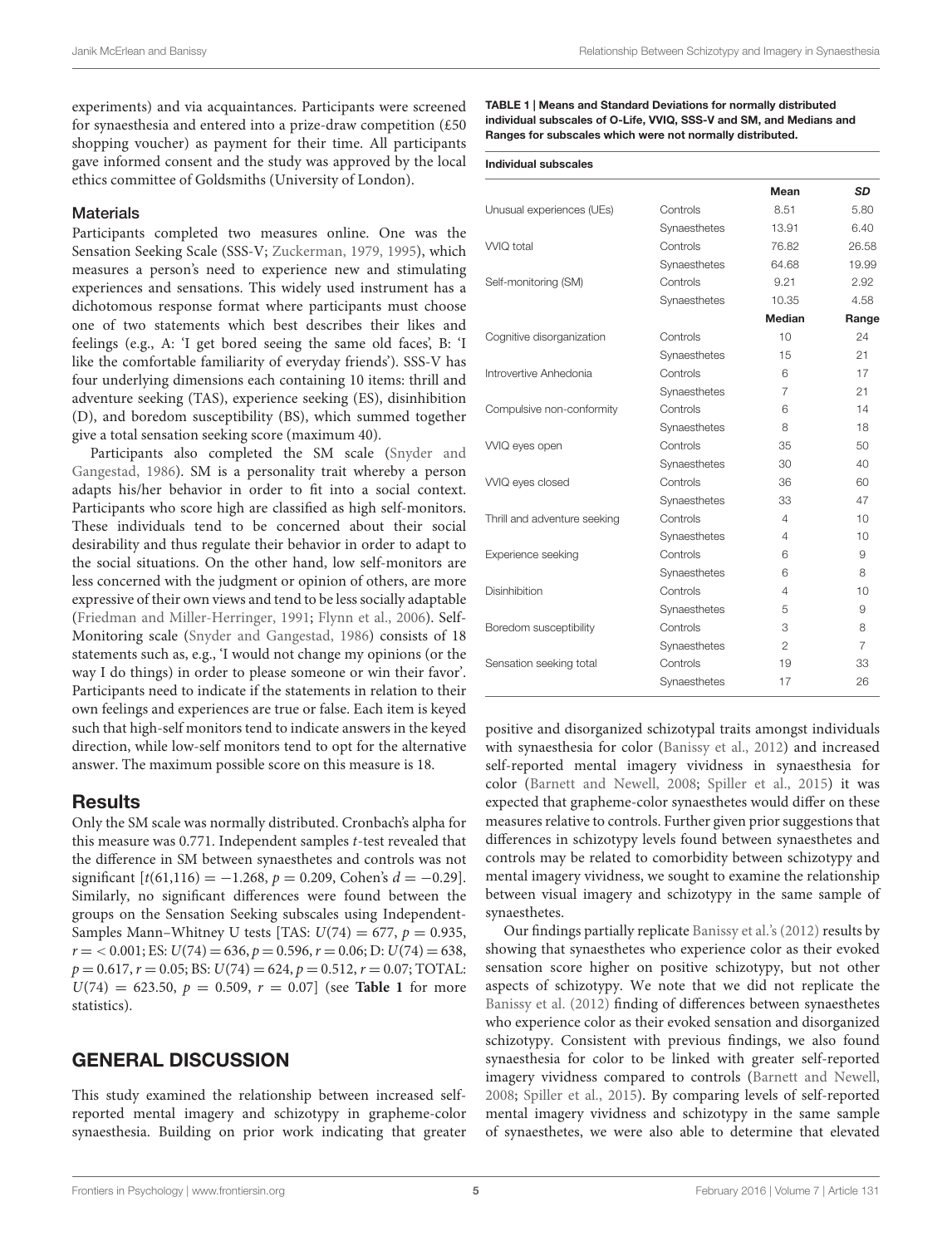experiments) and via acquaintances. Participants were screened for synaesthesia and entered into a prize-draw competition (£50 shopping voucher) as payment for their time. All participants gave informed consent and the study was approved by the local ethics committee of Goldsmiths (University of London).

### Materials

Participants completed two measures online. One was the Sensation Seeking Scale (SSS-V; Zuckerman, 1979, 1995), which measures a person's need to experience new and stimulating experiences and sensations. This widely used instrument has a dichotomous response format where participants must choose one of two statements which best describes their likes and feelings (e.g., A: 'I get bored seeing the same old faces', B: 'I like the comfortable familiarity of everyday friends'). SSS-V has four underlying dimensions each containing 10 items: thrill and adventure seeking (TAS), experience seeking (ES), disinhibition (D), and boredom susceptibility (BS), which summed together give a total sensation seeking score (maximum 40).

Participants also completed the SM scale (Snyder and Gangestad, 1986). SM is a personality trait whereby a person adapts his/her behavior in order to fit into a social context. Participants who score high are classified as high self-monitors. These individuals tend to be concerned about their social desirability and thus regulate their behavior in order to adapt to the social situations. On the other hand, low self-monitors are less concerned with the judgment or opinion of others, are more expressive of their own views and tend to be less socially adaptable (Friedman and Miller-Herringer, 1991; Flynn et al., 2006). Self-Monitoring scale (Snyder and Gangestad, 1986) consists of 18 statements such as, e.g., 'I would not change my opinions (or the way I do things) in order to please someone or win their favor'. Participants need to indicate if the statements in relation to their own feelings and experiences are true or false. Each item is keyed such that high-self monitors tend to indicate answers in the keyed direction, while low-self monitors tend to opt for the alternative answer. The maximum possible score on this measure is 18.

## Results

Only the SM scale was normally distributed. Cronbach's alpha for this measure was 0.771. Independent samples *t*-test revealed that the difference in SM between synaesthetes and controls was not significant [$t(61,116) = -1.268$, $p = 0.209$, Cohen's $d = -0.29$]. Similarly, no significant differences were found between the groups on the Sensation Seeking subscales using Independent-Samples Mann–Whitney U tests [TAS: $U(74) = 677$, $p = 0.935$, $r = < 0.001$; ES: $U(74) = 636$, $p = 0.596$, $r = 0.06$; D: $U(74) = 638$, $p = 0.617$, $r = 0.05$; BS: $U(74) = 624$, $p = 0.512$, $r = 0.07$; TOTAL: $U(74) = 623.50$, $p = 0.509$, $r = 0.07$] (see **Table 1** for more statistics).

**TABLE 1 | Means and Standard Deviations for normally distributed individual subscales of O-Life, VVIQ, SSS-V and SM, and Medians and Ranges for subscales which were not normally distributed.**

| Individual subscales | | | |
|---|---|---|---|
| | | **Mean** | ***SD*** |
| Unusual experiences (UEs) | Controls | 8.51 | 5.80 |
| | Synaesthetes | 13.91 | 6.40 |
| VVIQ total | Controls | 76.82 | 26.58 |
| | Synaesthetes | 64.68 | 19.99 |
| Self-monitoring (SM) | Controls | 9.21 | 2.92 |
| | Synaesthetes | 10.35 | 4.58 |
| | | **Median** | **Range** |
| Cognitive disorganization | Controls | 10 | 24 |
| | Synaesthetes | 15 | 21 |
| Introvertive Anhedonia | Controls | 6 | 17 |
| | Synaesthetes | 7 | 21 |
| Compulsive non-conformity | Controls | 6 | 14 |
| | Synaesthetes | 8 | 18 |
| VVIQ eyes open | Controls | 35 | 50 |
| | Synaesthetes | 30 | 40 |
| VVIQ eyes closed | Controls | 36 | 60 |
| | Synaesthetes | 33 | 47 |
| Thrill and adventure seeking | Controls | 4 | 10 |
| | Synaesthetes | 4 | 10 |
| Experience seeking | Controls | 6 | 9 |
| | Synaesthetes | 6 | 8 |
| Disinhibition | Controls | 4 | 10 |
| | Synaesthetes | 5 | 9 |
| Boredom susceptibility | Controls | 3 | 8 |
| | Synaesthetes | 2 | 7 |
| Sensation seeking total | Controls | 19 | 33 |
| | Synaesthetes | 17 | 26 |

## GENERAL DISCUSSION

This study examined the relationship between increased self-reported mental imagery and schizotypy in grapheme-color synaesthesia. Building on prior work indicating that greater positive and disorganized schizotypal traits amongst individuals with synaesthesia for color (Banissy et al., 2012) and increased self-reported mental imagery vividness in synaesthesia for color (Barnett and Newell, 2008; Spiller et al., 2015) it was expected that grapheme-color synaesthetes would differ on these measures relative to controls. Further given prior suggestions that differences in schizotypy levels found between synaesthetes and controls may be related to comorbidity between schizotypy and mental imagery vividness, we sought to examine the relationship between visual imagery and schizotypy in the same sample of synaesthetes.

Our findings partially replicate Banissy et al.'s (2012) results by showing that synaesthetes who experience color as their evoked sensation score higher on positive schizotypy, but not other aspects of schizotypy. We note that we did not replicate the Banissy et al. (2012) finding of differences between synaesthetes who experience color as their evoked sensation and disorganized schizotypy. Consistent with previous findings, we also found synaesthesia for color to be linked with greater self-reported imagery vividness compared to controls (Barnett and Newell, 2008; Spiller et al., 2015). By comparing levels of self-reported mental imagery vividness and schizotypy in the same sample of synaesthetes, we were also able to determine that elevated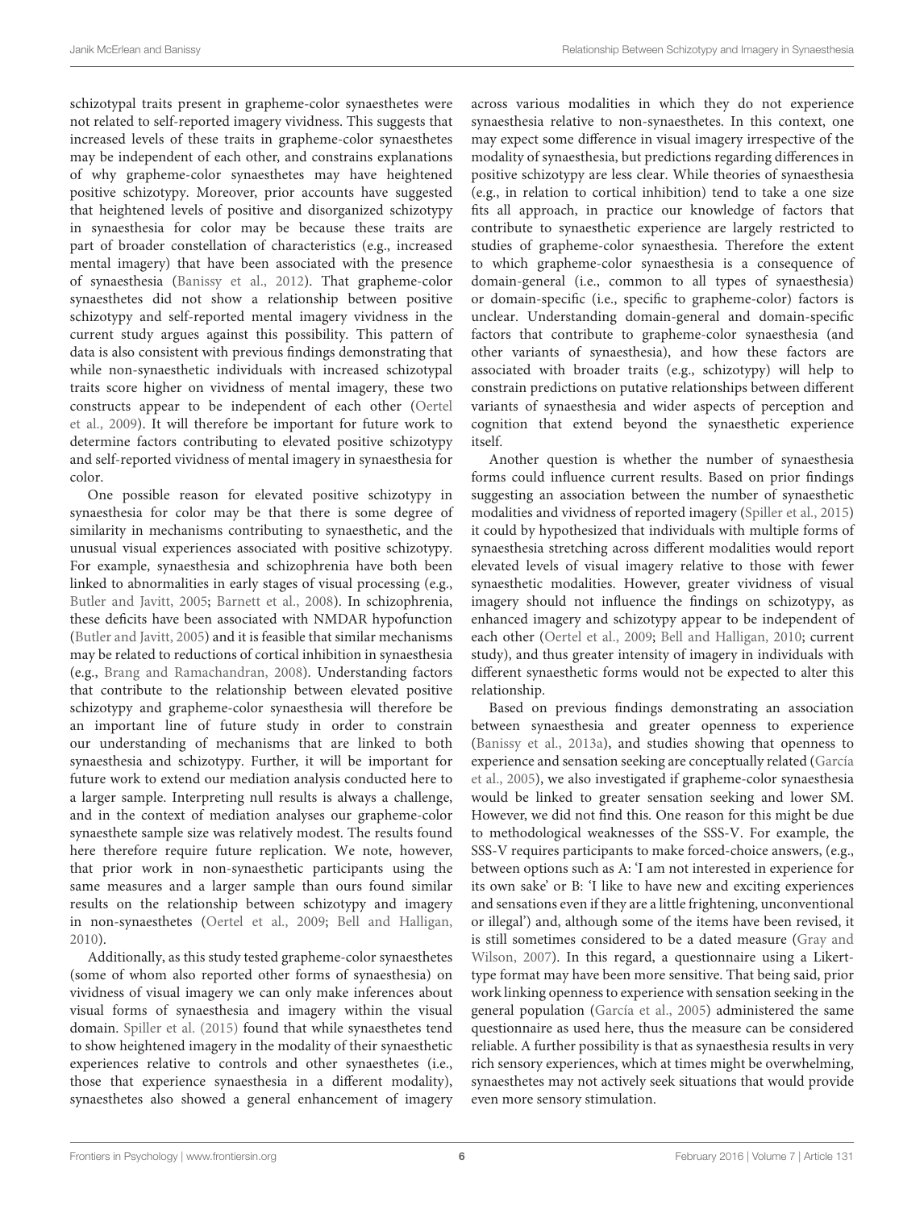schizotypal traits present in grapheme-color synaesthetes were not related to self-reported imagery vividness. This suggests that increased levels of these traits in grapheme-color synaesthetes may be independent of each other, and constrains explanations of why grapheme-color synaesthetes may have heightened positive schizotypy. Moreover, prior accounts have suggested that heightened levels of positive and disorganized schizotypy in synaesthesia for color may be because these traits are part of broader constellation of characteristics (e.g., increased mental imagery) that have been associated with the presence of synaesthesia (Banissy et al., 2012). That grapheme-color synaesthetes did not show a relationship between positive schizotypy and self-reported mental imagery vividness in the current study argues against this possibility. This pattern of data is also consistent with previous findings demonstrating that while non-synaesthetic individuals with increased schizotypal traits score higher on vividness of mental imagery, these two constructs appear to be independent of each other (Oertel et al., 2009). It will therefore be important for future work to determine factors contributing to elevated positive schizotypy and self-reported vividness of mental imagery in synaesthesia for color.

One possible reason for elevated positive schizotypy in synaesthesia for color may be that there is some degree of similarity in mechanisms contributing to synaesthetic, and the unusual visual experiences associated with positive schizotypy. For example, synaesthesia and schizophrenia have both been linked to abnormalities in early stages of visual processing (e.g., Butler and Javitt, 2005; Barnett et al., 2008). In schizophrenia, these deficits have been associated with NMDAR hypofunction (Butler and Javitt, 2005) and it is feasible that similar mechanisms may be related to reductions of cortical inhibition in synaesthesia (e.g., Brang and Ramachandran, 2008). Understanding factors that contribute to the relationship between elevated positive schizotypy and grapheme-color synaesthesia will therefore be an important line of future study in order to constrain our understanding of mechanisms that are linked to both synaesthesia and schizotypy. Further, it will be important for future work to extend our mediation analysis conducted here to a larger sample. Interpreting null results is always a challenge, and in the context of mediation analyses our grapheme-color synaesthete sample size was relatively modest. The results found here therefore require future replication. We note, however, that prior work in non-synaesthetic participants using the same measures and a larger sample than ours found similar results on the relationship between schizotypy and imagery in non-synaesthetes (Oertel et al., 2009; Bell and Halligan, 2010).

Additionally, as this study tested grapheme-color synaesthetes (some of whom also reported other forms of synaesthesia) on vividness of visual imagery we can only make inferences about visual forms of synaesthesia and imagery within the visual domain. Spiller et al. (2015) found that while synaesthetes tend to show heightened imagery in the modality of their synaesthetic experiences relative to controls and other synaesthetes (i.e., those that experience synaesthesia in a different modality), synaesthetes also showed a general enhancement of imagery across various modalities in which they do not experience synaesthesia relative to non-synaesthetes. In this context, one may expect some difference in visual imagery irrespective of the modality of synaesthesia, but predictions regarding differences in positive schizotypy are less clear. While theories of synaesthesia (e.g., in relation to cortical inhibition) tend to take a one size fits all approach, in practice our knowledge of factors that contribute to synaesthetic experience are largely restricted to studies of grapheme-color synaesthesia. Therefore the extent to which grapheme-color synaesthesia is a consequence of domain-general (i.e., common to all types of synaesthesia) or domain-specific (i.e., specific to grapheme-color) factors is unclear. Understanding domain-general and domain-specific factors that contribute to grapheme-color synaesthesia (and other variants of synaesthesia), and how these factors are associated with broader traits (e.g., schizotypy) will help to constrain predictions on putative relationships between different variants of synaesthesia and wider aspects of perception and cognition that extend beyond the synaesthetic experience itself.

Another question is whether the number of synaesthesia forms could influence current results. Based on prior findings suggesting an association between the number of synaesthetic modalities and vividness of reported imagery (Spiller et al., 2015) it could by hypothesized that individuals with multiple forms of synaesthesia stretching across different modalities would report elevated levels of visual imagery relative to those with fewer synaesthetic modalities. However, greater vividness of visual imagery should not influence the findings on schizotypy, as enhanced imagery and schizotypy appear to be independent of each other (Oertel et al., 2009; Bell and Halligan, 2010; current study), and thus greater intensity of imagery in individuals with different synaesthetic forms would not be expected to alter this relationship.

Based on previous findings demonstrating an association between synaesthesia and greater openness to experience (Banissy et al., 2013a), and studies showing that openness to experience and sensation seeking are conceptually related (García et al., 2005), we also investigated if grapheme-color synaesthesia would be linked to greater sensation seeking and lower SM. However, we did not find this. One reason for this might be due to methodological weaknesses of the SSS-V. For example, the SSS-V requires participants to make forced-choice answers, (e.g., between options such as A: 'I am not interested in experience for its own sake' or B: 'I like to have new and exciting experiences and sensations even if they are a little frightening, unconventional or illegal') and, although some of the items have been revised, it is still sometimes considered to be a dated measure (Gray and Wilson, 2007). In this regard, a questionnaire using a Likert-type format may have been more sensitive. That being said, prior work linking openness to experience with sensation seeking in the general population (García et al., 2005) administered the same questionnaire as used here, thus the measure can be considered reliable. A further possibility is that as synaesthesia results in very rich sensory experiences, which at times might be overwhelming, synaesthetes may not actively seek situations that would provide even more sensory stimulation.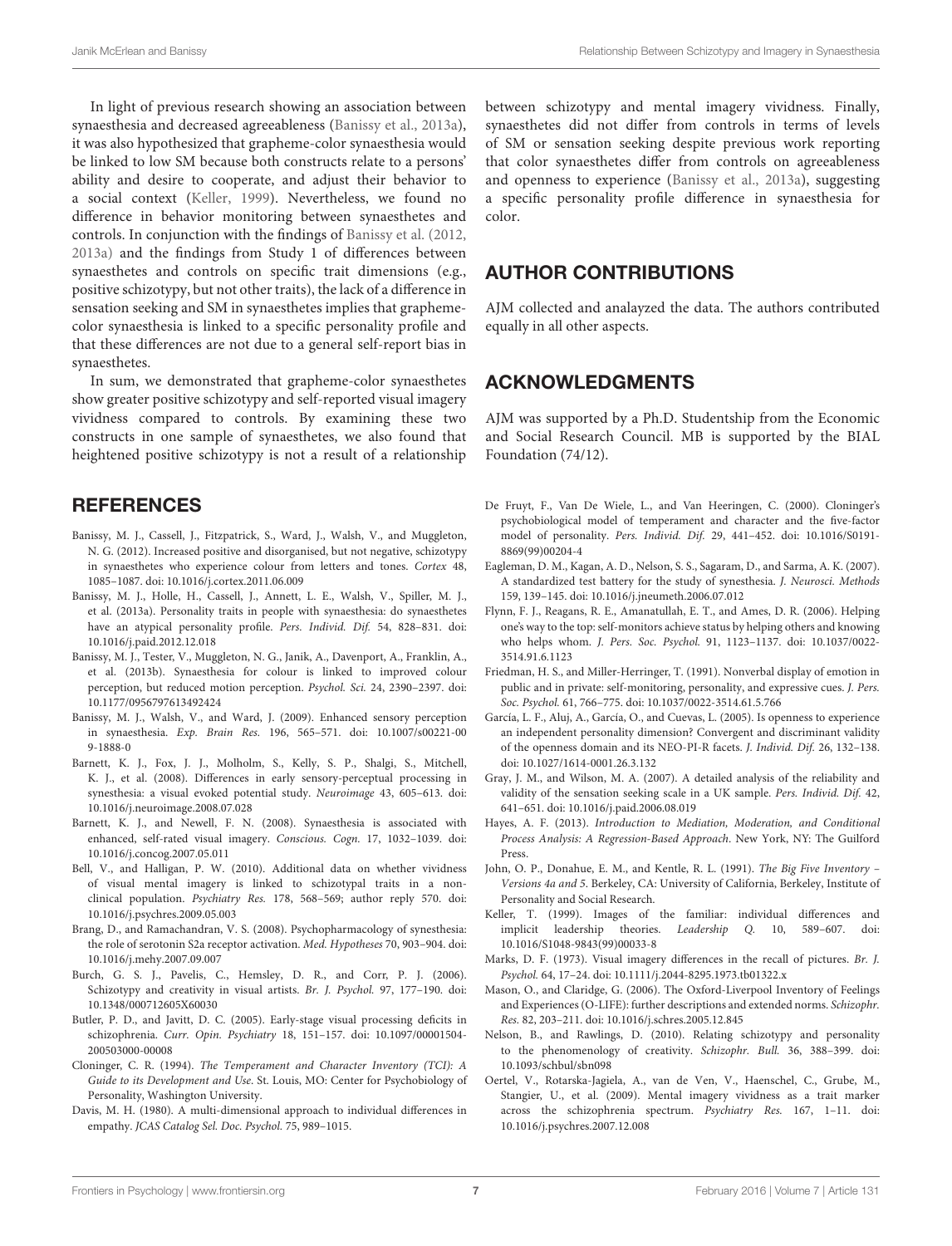In light of previous research showing an association between synaesthesia and decreased agreeableness (Banissy et al., 2013a), it was also hypothesized that grapheme-color synaesthesia would be linked to low SM because both constructs relate to a persons' ability and desire to cooperate, and adjust their behavior to a social context (Keller, 1999). Nevertheless, we found no difference in behavior monitoring between synaesthetes and controls. In conjunction with the findings of Banissy et al. (2012, 2013a) and the findings from Study 1 of differences between synaesthetes and controls on specific trait dimensions (e.g., positive schizotypy, but not other traits), the lack of a difference in sensation seeking and SM in synaesthetes implies that grapheme-color synaesthesia is linked to a specific personality profile and that these differences are not due to a general self-report bias in synaesthetes.

In sum, we demonstrated that grapheme-color synaesthetes show greater positive schizotypy and self-reported visual imagery vividness compared to controls. By examining these two constructs in one sample of synaesthetes, we also found that heightened positive schizotypy is not a result of a relationship between schizotypy and mental imagery vividness. Finally, synaesthetes did not differ from controls in terms of levels of SM or sensation seeking despite previous work reporting that color synaesthetes differ from controls on agreeableness and openness to experience (Banissy et al., 2013a), suggesting a specific personality profile difference in synaesthesia for color.

## AUTHOR CONTRIBUTIONS

AJM collected and analayzed the data. The authors contributed equally in all other aspects.

## ACKNOWLEDGMENTS

AJM was supported by a Ph.D. Studentship from the Economic and Social Research Council. MB is supported by the BIAL Foundation (74/12).

## REFERENCES

Banissy, M. J., Cassell, J., Fitzpatrick, S., Ward, J., Walsh, V., and Muggleton, N. G. (2012). Increased positive and disorganised, but not negative, schizotypy in synaesthetes who experience colour from letters and tones. *Cortex* 48, 1085–1087. doi: 10.1016/j.cortex.2011.06.009

Banissy, M. J., Holle, H., Cassell, J., Annett, L. E., Walsh, V., Spiller, M. J., et al. (2013a). Personality traits in people with synaesthesia: do synaesthetes have an atypical personality profile. *Pers. Individ. Dif.* 54, 828–831. doi: 10.1016/j.paid.2012.12.018

Banissy, M. J., Tester, V., Muggleton, N. G., Janik, A., Davenport, A., Franklin, A., et al. (2013b). Synaesthesia for colour is linked to improved colour perception, but reduced motion perception. *Psychol. Sci.* 24, 2390–2397. doi: 10.1177/0956797613492424

Banissy, M. J., Walsh, V., and Ward, J. (2009). Enhanced sensory perception in synaesthesia. *Exp. Brain Res.* 196, 565–571. doi: 10.1007/s00221-009-1888-0

Barnett, K. J., Fox, J. J., Molholm, S., Kelly, S. P., Shalgi, S., Mitchell, K. J., et al. (2008). Differences in early sensory-perceptual processing in synesthesia: a visual evoked potential study. *Neuroimage* 43, 605–613. doi: 10.1016/j.neuroimage.2008.07.028

Barnett, K. J., and Newell, F. N. (2008). Synaesthesia is associated with enhanced, self-rated visual imagery. *Conscious. Cogn.* 17, 1032–1039. doi: 10.1016/j.concog.2007.05.011

Bell, V., and Halligan, P. W. (2010). Additional data on whether vividness of visual mental imagery is linked to schizotypal traits in a non-clinical population. *Psychiatry Res.* 178, 568–569; author reply 570. doi: 10.1016/j.psychres.2009.05.003

Brang, D., and Ramachandran, V. S. (2008). Psychopharmacology of synesthesia: the role of serotonin S2a receptor activation. *Med. Hypotheses* 70, 903–904. doi: 10.1016/j.mehy.2007.09.007

Burch, G. S. J., Pavelis, C., Hemsley, D. R., and Corr, P. J. (2006). Schizotypy and creativity in visual artists. *Br. J. Psychol.* 97, 177–190. doi: 10.1348/000712605X60030

Butler, P. D., and Javitt, D. C. (2005). Early-stage visual processing deficits in schizophrenia. *Curr. Opin. Psychiatry* 18, 151–157. doi: 10.1097/00001504-200503000-00008

Cloninger, C. R. (1994). *The Temperament and Character Inventory (TCI): A Guide to its Development and Use*. St. Louis, MO: Center for Psychobiology of Personality, Washington University.

Davis, M. H. (1980). A multi-dimensional approach to individual differences in empathy. *JCAS Catalog Sel. Doc. Psychol.* 75, 989–1015.

De Fruyt, F., Van De Wiele, L., and Van Heeringen, C. (2000). Cloninger's psychobiological model of temperament and character and the five-factor model of personality. *Pers. Individ. Dif.* 29, 441–452. doi: 10.1016/S0191-8869(99)00204-4

Eagleman, D. M., Kagan, A. D., Nelson, S. S., Sagaram, D., and Sarma, A. K. (2007). A standardized test battery for the study of synesthesia. *J. Neurosci. Methods* 159, 139–145. doi: 10.1016/j.jneumeth.2006.07.012

Flynn, F. J., Reagans, R. E., Amanatullah, E. T., and Ames, D. R. (2006). Helping one's way to the top: self-monitors achieve status by helping others and knowing who helps whom. *J. Pers. Soc. Psychol.* 91, 1123–1137. doi: 10.1037/0022-3514.91.6.1123

Friedman, H. S., and Miller-Herringer, T. (1991). Nonverbal display of emotion in public and in private: self-monitoring, personality, and expressive cues. *J. Pers. Soc. Psychol.* 61, 766–775. doi: 10.1037/0022-3514.61.5.766

García, L. F., Aluj, A., García, O., and Cuevas, L. (2005). Is openness to experience an independent personality dimension? Convergent and discriminant validity of the openness domain and its NEO-PI-R facets. *J. Individ. Dif.* 26, 132–138. doi: 10.1027/1614-0001.26.3.132

Gray, J. M., and Wilson, M. A. (2007). A detailed analysis of the reliability and validity of the sensation seeking scale in a UK sample. *Pers. Individ. Dif.* 42, 641–651. doi: 10.1016/j.paid.2006.08.019

Hayes, A. F. (2013). *Introduction to Mediation, Moderation, and Conditional Process Analysis: A Regression-Based Approach*. New York, NY: The Guilford Press.

John, O. P., Donahue, E. M., and Kentle, R. L. (1991). *The Big Five Inventory – Versions 4a and 5*. Berkeley, CA: University of California, Berkeley, Institute of Personality and Social Research.

Keller, T. (1999). Images of the familiar: individual differences and implicit leadership theories. *Leadership Q.* 10, 589–607. doi: 10.1016/S1048-9843(99)00033-8

Marks, D. F. (1973). Visual imagery differences in the recall of pictures. *Br. J. Psychol.* 64, 17–24. doi: 10.1111/j.2044-8295.1973.tb01322.x

Mason, O., and Claridge, G. (2006). The Oxford-Liverpool Inventory of Feelings and Experiences (O-LIFE): further descriptions and extended norms. *Schizophr. Res.* 82, 203–211. doi: 10.1016/j.schres.2005.12.845

Nelson, B., and Rawlings, D. (2010). Relating schizotypy and personality to the phenomenology of creativity. *Schizophr. Bull.* 36, 388–399. doi: 10.1093/schbul/sbn098

Oertel, V., Rotarska-Jagiela, A., van de Ven, V., Haenschel, C., Grube, M., Stangier, U., et al. (2009). Mental imagery vividness as a trait marker across the schizophrenia spectrum. *Psychiatry Res.* 167, 1–11. doi: 10.1016/j.psychres.2007.12.008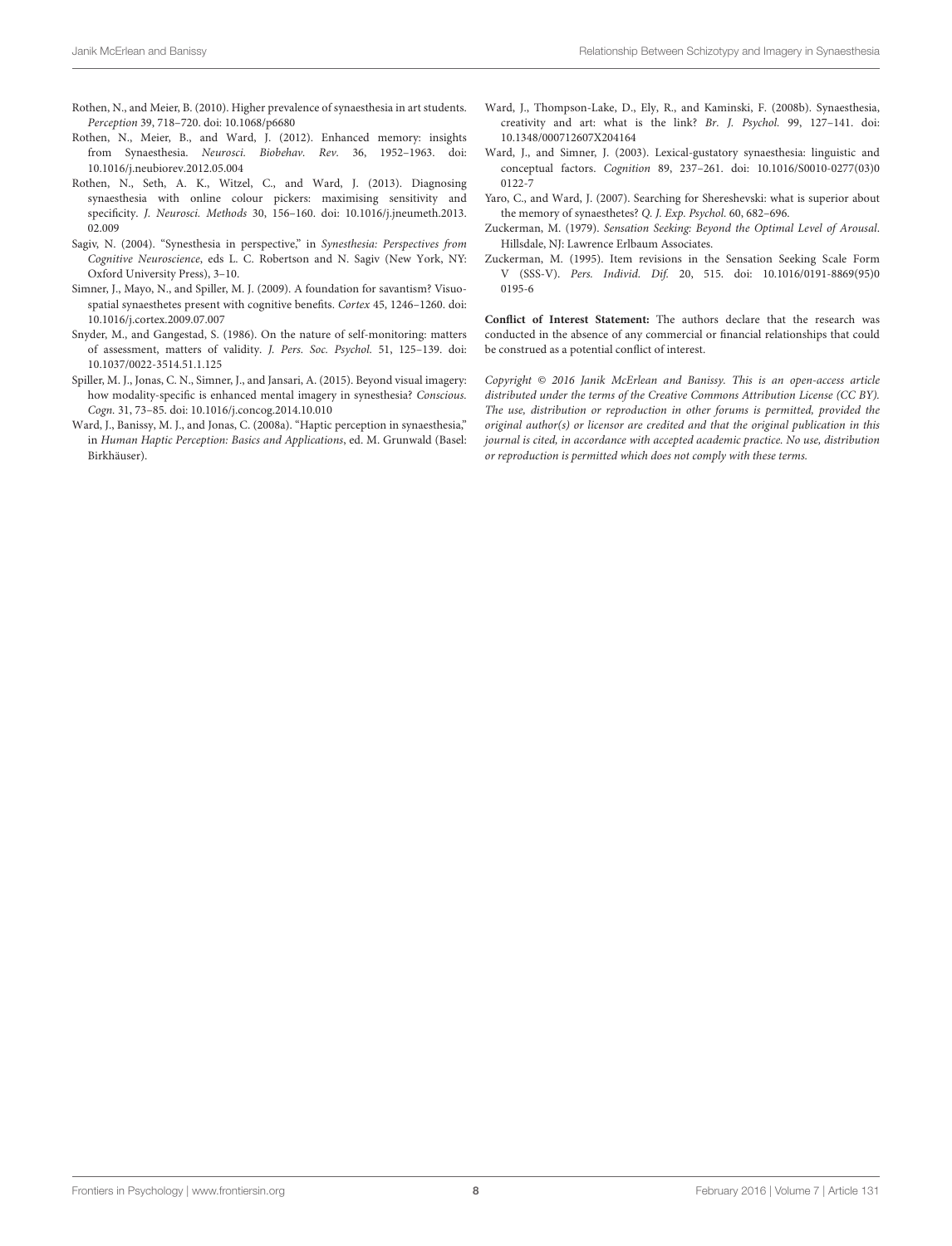Rothen, N., and Meier, B. (2010). Higher prevalence of synaesthesia in art students. *Perception* 39, 718–720. doi: 10.1068/p6680

Rothen, N., Meier, B., and Ward, J. (2012). Enhanced memory: insights from Synaesthesia. *Neurosci. Biobehav. Rev.* 36, 1952–1963. doi: 10.1016/j.neubiorev.2012.05.004

Rothen, N., Seth, A. K., Witzel, C., and Ward, J. (2013). Diagnosing synaesthesia with online colour pickers: maximising sensitivity and specificity. *J. Neurosci. Methods* 30, 156–160. doi: 10.1016/j.jneumeth.2013.02.009

Sagiv, N. (2004). "Synesthesia in perspective," in *Synesthesia: Perspectives from Cognitive Neuroscience*, eds L. C. Robertson and N. Sagiv (New York, NY: Oxford University Press), 3–10.

Simner, J., Mayo, N., and Spiller, M. J. (2009). A foundation for savantism? Visuo-spatial synaesthetes present with cognitive benefits. *Cortex* 45, 1246–1260. doi: 10.1016/j.cortex.2009.07.007

Snyder, M., and Gangestad, S. (1986). On the nature of self-monitoring: matters of assessment, matters of validity. *J. Pers. Soc. Psychol.* 51, 125–139. doi: 10.1037/0022-3514.51.1.125

Spiller, M. J., Jonas, C. N., Simner, J., and Jansari, A. (2015). Beyond visual imagery: how modality-specific is enhanced mental imagery in synesthesia? *Conscious. Cogn.* 31, 73–85. doi: 10.1016/j.concog.2014.10.010

Ward, J., Banissy, M. J., and Jonas, C. (2008a). "Haptic perception in synaesthesia," in *Human Haptic Perception: Basics and Applications*, ed. M. Grunwald (Basel: Birkhäuser).

Ward, J., Thompson-Lake, D., Ely, R., and Kaminski, F. (2008b). Synaesthesia, creativity and art: what is the link? *Br. J. Psychol.* 99, 127–141. doi: 10.1348/000712607X204164

Ward, J., and Simner, J. (2003). Lexical-gustatory synaesthesia: linguistic and conceptual factors. *Cognition* 89, 237–261. doi: 10.1016/S0010-0277(03)00122-7

Yaro, C., and Ward, J. (2007). Searching for Shereshevski: what is superior about the memory of synaesthetes? *Q. J. Exp. Psychol.* 60, 682–696.

Zuckerman, M. (1979). *Sensation Seeking: Beyond the Optimal Level of Arousal.* Hillsdale, NJ: Lawrence Erlbaum Associates.

Zuckerman, M. (1995). Item revisions in the Sensation Seeking Scale Form V (SSS-V). *Pers. Individ. Dif.* 20, 515. doi: 10.1016/0191-8869(95)00195-6

**Conflict of Interest Statement:** The authors declare that the research was conducted in the absence of any commercial or financial relationships that could be construed as a potential conflict of interest.

*Copyright © 2016 Janik McErlean and Banissy. This is an open-access article distributed under the terms of the Creative Commons Attribution License (CC BY). The use, distribution or reproduction in other forums is permitted, provided the original author(s) or licensor are credited and that the original publication in this journal is cited, in accordance with accepted academic practice. No use, distribution or reproduction is permitted which does not comply with these terms.*